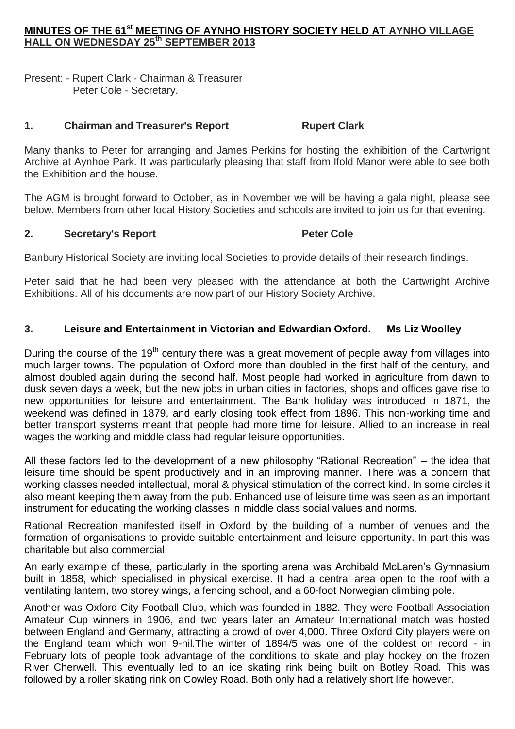## MINUTES OF THE 61st MEETING OF AYNHO HISTORY SOCIETY HELD AT AYNHO VILLAGE HALL ON WEDNESDAY 25th SEPTEMBER 2013

Present: - Rupert Clark - Chairman & Treasurer
Peter Cole - Secretary.

### 1. Chairman and Treasurer's Report — Rupert Clark

Many thanks to Peter for arranging and James Perkins for hosting the exhibition of the Cartwright Archive at Aynhoe Park. It was particularly pleasing that staff from Ifold Manor were able to see both the Exhibition and the house.

The AGM is brought forward to October, as in November we will be having a gala night, please see below. Members from other local History Societies and schools are invited to join us for that evening.

### 2. Secretary's Report — Peter Cole

Banbury Historical Society are inviting local Societies to provide details of their research findings.

Peter said that he had been very pleased with the attendance at both the Cartwright Archive Exhibitions. All of his documents are now part of our History Society Archive.

### 3. Leisure and Entertainment in Victorian and Edwardian Oxford. — Ms Liz Woolley

During the course of the 19th century there was a great movement of people away from villages into much larger towns. The population of Oxford more than doubled in the first half of the century, and almost doubled again during the second half. Most people had worked in agriculture from dawn to dusk seven days a week, but the new jobs in urban cities in factories, shops and offices gave rise to new opportunities for leisure and entertainment. The Bank holiday was introduced in 1871, the weekend was defined in 1879, and early closing took effect from 1896. This non-working time and better transport systems meant that people had more time for leisure. Allied to an increase in real wages the working and middle class had regular leisure opportunities.

All these factors led to the development of a new philosophy "Rational Recreation" – the idea that leisure time should be spent productively and in an improving manner. There was a concern that working classes needed intellectual, moral & physical stimulation of the correct kind. In some circles it also meant keeping them away from the pub. Enhanced use of leisure time was seen as an important instrument for educating the working classes in middle class social values and norms.

Rational Recreation manifested itself in Oxford by the building of a number of venues and the formation of organisations to provide suitable entertainment and leisure opportunity. In part this was charitable but also commercial.

An early example of these, particularly in the sporting arena was Archibald McLaren's Gymnasium built in 1858, which specialised in physical exercise. It had a central area open to the roof with a ventilating lantern, two storey wings, a fencing school, and a 60-foot Norwegian climbing pole.

Another was Oxford City Football Club, which was founded in 1882. They were Football Association Amateur Cup winners in 1906, and two years later an Amateur International match was hosted between England and Germany, attracting a crowd of over 4,000. Three Oxford City players were on the England team which won 9-nil.The winter of 1894/5 was one of the coldest on record - in February lots of people took advantage of the conditions to skate and play hockey on the frozen River Cherwell. This eventually led to an ice skating rink being built on Botley Road. This was followed by a roller skating rink on Cowley Road. Both only had a relatively short life however.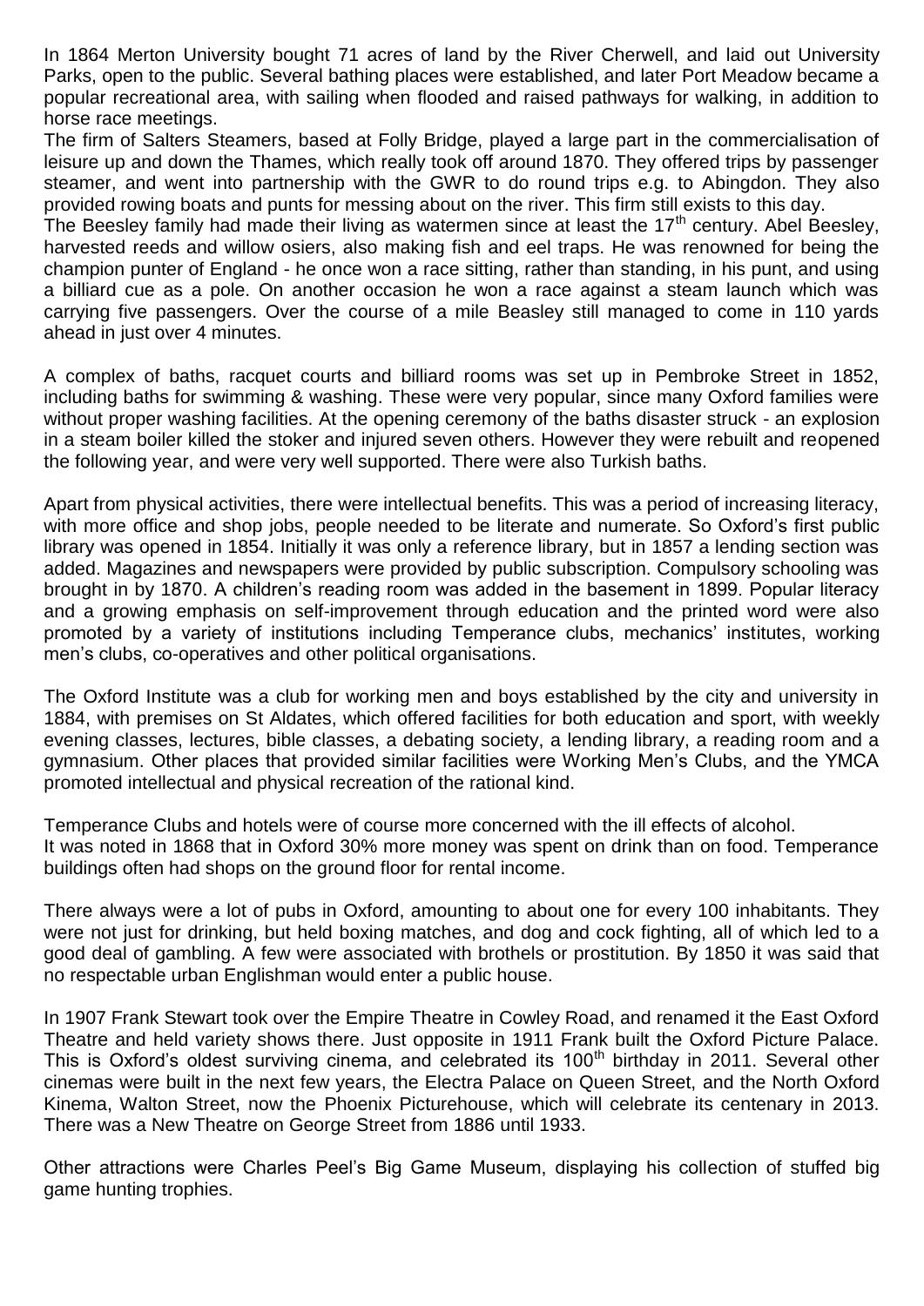In 1864 Merton University bought 71 acres of land by the River Cherwell, and laid out University Parks, open to the public. Several bathing places were established, and later Port Meadow became a popular recreational area, with sailing when flooded and raised pathways for walking, in addition to horse race meetings.

The firm of Salters Steamers, based at Folly Bridge, played a large part in the commercialisation of leisure up and down the Thames, which really took off around 1870. They offered trips by passenger steamer, and went into partnership with the GWR to do round trips e.g. to Abingdon. They also provided rowing boats and punts for messing about on the river. This firm still exists to this day.

The Beesley family had made their living as watermen since at least the 17th century. Abel Beesley, harvested reeds and willow osiers, also making fish and eel traps. He was renowned for being the champion punter of England - he once won a race sitting, rather than standing, in his punt, and using a billiard cue as a pole. On another occasion he won a race against a steam launch which was carrying five passengers. Over the course of a mile Beasley still managed to come in 110 yards ahead in just over 4 minutes.

A complex of baths, racquet courts and billiard rooms was set up in Pembroke Street in 1852, including baths for swimming & washing. These were very popular, since many Oxford families were without proper washing facilities. At the opening ceremony of the baths disaster struck - an explosion in a steam boiler killed the stoker and injured seven others. However they were rebuilt and reopened the following year, and were very well supported. There were also Turkish baths.

Apart from physical activities, there were intellectual benefits. This was a period of increasing literacy, with more office and shop jobs, people needed to be literate and numerate. So Oxford's first public library was opened in 1854. Initially it was only a reference library, but in 1857 a lending section was added. Magazines and newspapers were provided by public subscription. Compulsory schooling was brought in by 1870. A children's reading room was added in the basement in 1899. Popular literacy and a growing emphasis on self-improvement through education and the printed word were also promoted by a variety of institutions including Temperance clubs, mechanics' institutes, working men's clubs, co-operatives and other political organisations.

The Oxford Institute was a club for working men and boys established by the city and university in 1884, with premises on St Aldates, which offered facilities for both education and sport, with weekly evening classes, lectures, bible classes, a debating society, a lending library, a reading room and a gymnasium. Other places that provided similar facilities were Working Men's Clubs, and the YMCA promoted intellectual and physical recreation of the rational kind.

Temperance Clubs and hotels were of course more concerned with the ill effects of alcohol.
It was noted in 1868 that in Oxford 30% more money was spent on drink than on food. Temperance buildings often had shops on the ground floor for rental income.

There always were a lot of pubs in Oxford, amounting to about one for every 100 inhabitants. They were not just for drinking, but held boxing matches, and dog and cock fighting, all of which led to a good deal of gambling. A few were associated with brothels or prostitution. By 1850 it was said that no respectable urban Englishman would enter a public house.

In 1907 Frank Stewart took over the Empire Theatre in Cowley Road, and renamed it the East Oxford Theatre and held variety shows there. Just opposite in 1911 Frank built the Oxford Picture Palace. This is Oxford's oldest surviving cinema, and celebrated its 100th birthday in 2011. Several other cinemas were built in the next few years, the Electra Palace on Queen Street, and the North Oxford Kinema, Walton Street, now the Phoenix Picturehouse, which will celebrate its centenary in 2013. There was a New Theatre on George Street from 1886 until 1933.

Other attractions were Charles Peel's Big Game Museum, displaying his collection of stuffed big game hunting trophies.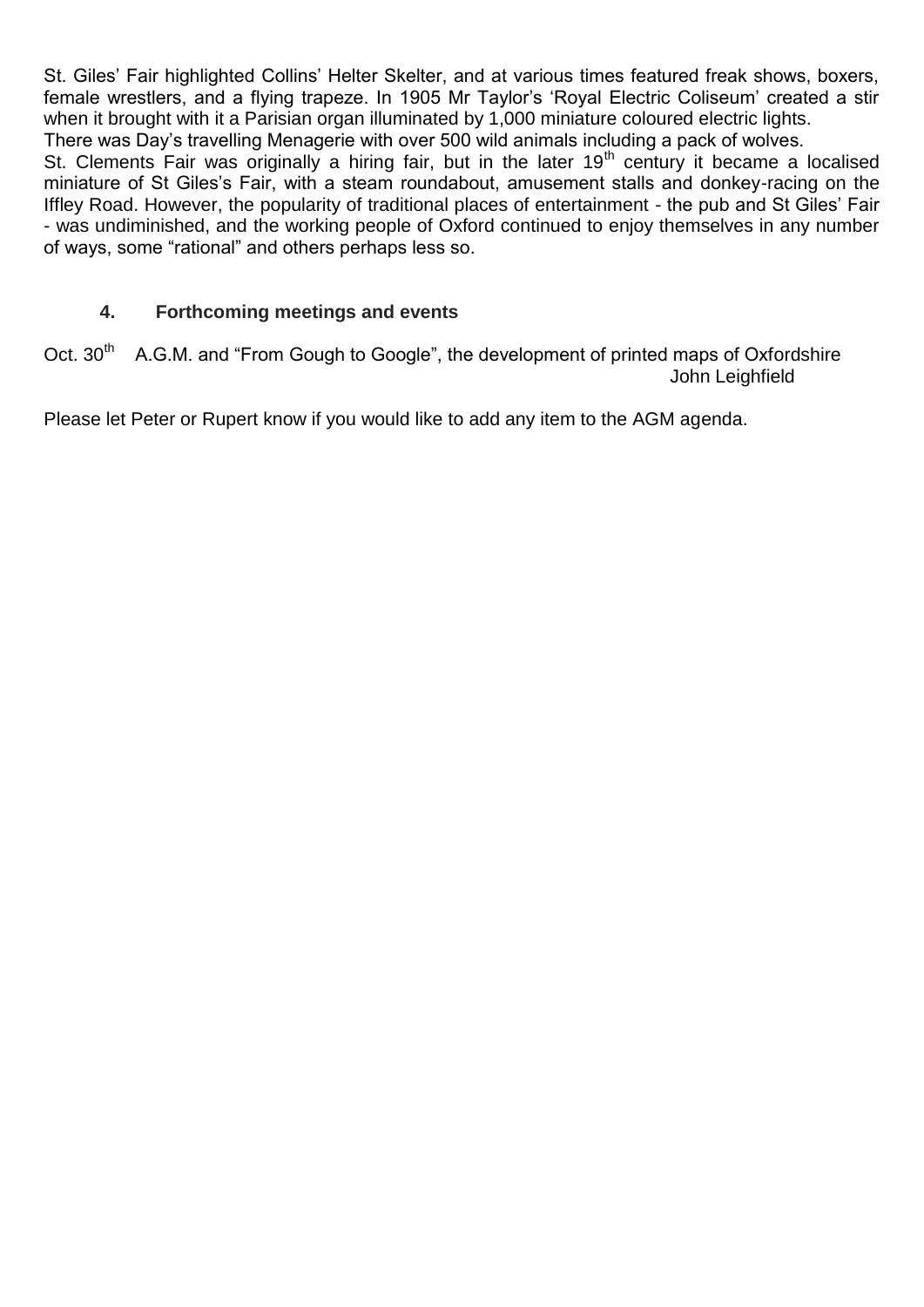St. Giles' Fair highlighted Collins' Helter Skelter, and at various times featured freak shows, boxers, female wrestlers, and a flying trapeze. In 1905 Mr Taylor's 'Royal Electric Coliseum' created a stir when it brought with it a Parisian organ illuminated by 1,000 miniature coloured electric lights.
There was Day's travelling Menagerie with over 500 wild animals including a pack of wolves.
St. Clements Fair was originally a hiring fair, but in the later 19th century it became a localised miniature of St Giles's Fair, with a steam roundabout, amusement stalls and donkey-racing on the Iffley Road. However, the popularity of traditional places of entertainment - the pub and St Giles' Fair - was undiminished, and the working people of Oxford continued to enjoy themselves in any number of ways, some "rational" and others perhaps less so.

## 4. Forthcoming meetings and events

Oct. 30th A.G.M. and "From Gough to Google", the development of printed maps of Oxfordshire
John Leighfield

Please let Peter or Rupert know if you would like to add any item to the AGM agenda.